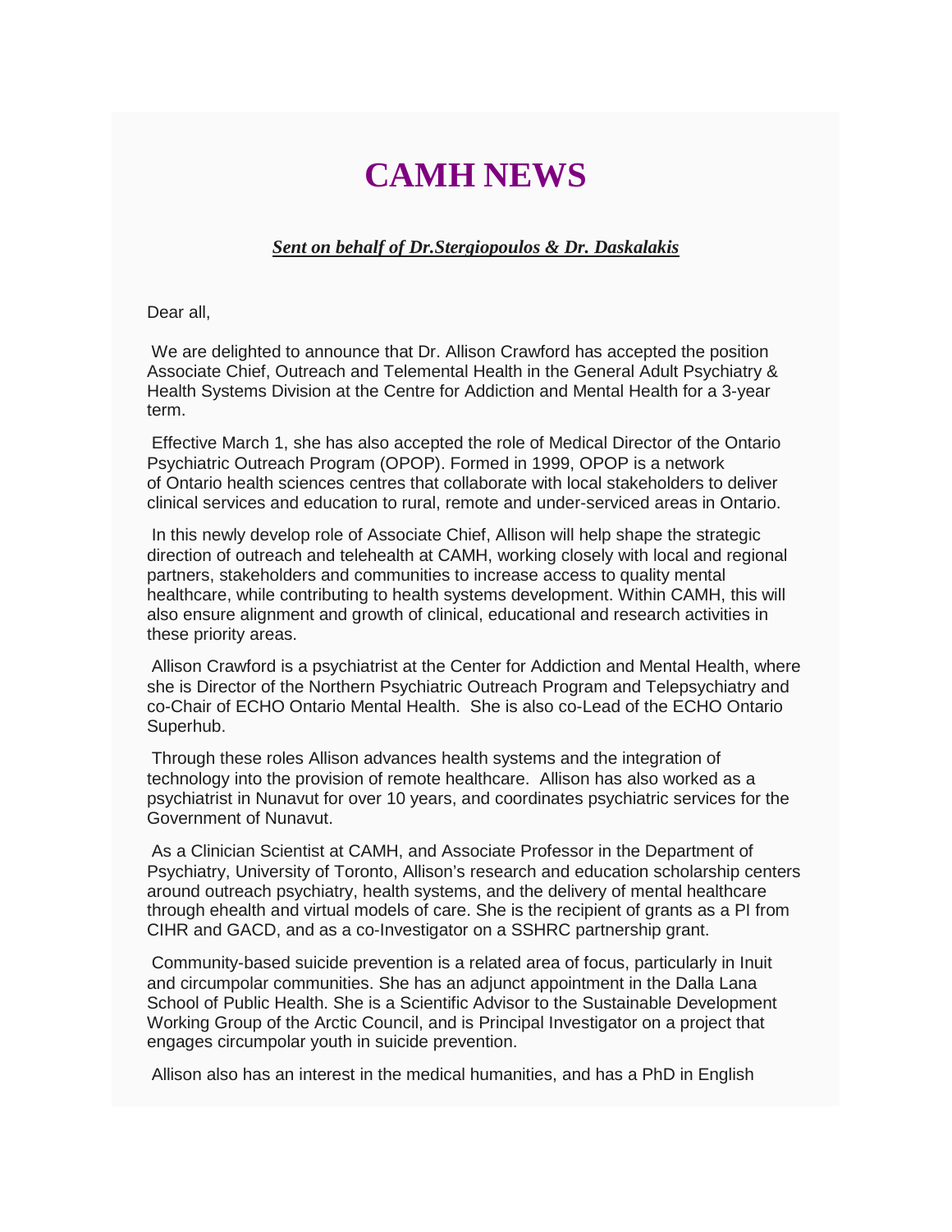# CAMH NEWS

***Sent on behalf of Dr.Stergiopoulos & Dr. Daskalakis***

Dear all,

We are delighted to announce that Dr. Allison Crawford has accepted the position Associate Chief, Outreach and Telemental Health in the General Adult Psychiatry & Health Systems Division at the Centre for Addiction and Mental Health for a 3-year term.

Effective March 1, she has also accepted the role of Medical Director of the Ontario Psychiatric Outreach Program (OPOP). Formed in 1999, OPOP is a network of Ontario health sciences centres that collaborate with local stakeholders to deliver clinical services and education to rural, remote and under-serviced areas in Ontario.

In this newly develop role of Associate Chief, Allison will help shape the strategic direction of outreach and telehealth at CAMH, working closely with local and regional partners, stakeholders and communities to increase access to quality mental healthcare, while contributing to health systems development. Within CAMH, this will also ensure alignment and growth of clinical, educational and research activities in these priority areas.

Allison Crawford is a psychiatrist at the Center for Addiction and Mental Health, where she is Director of the Northern Psychiatric Outreach Program and Telepsychiatry and co-Chair of ECHO Ontario Mental Health. She is also co-Lead of the ECHO Ontario Superhub.

Through these roles Allison advances health systems and the integration of technology into the provision of remote healthcare. Allison has also worked as a psychiatrist in Nunavut for over 10 years, and coordinates psychiatric services for the Government of Nunavut.

As a Clinician Scientist at CAMH, and Associate Professor in the Department of Psychiatry, University of Toronto, Allison's research and education scholarship centers around outreach psychiatry, health systems, and the delivery of mental healthcare through ehealth and virtual models of care. She is the recipient of grants as a PI from CIHR and GACD, and as a co-Investigator on a SSHRC partnership grant.

Community-based suicide prevention is a related area of focus, particularly in Inuit and circumpolar communities. She has an adjunct appointment in the Dalla Lana School of Public Health. She is a Scientific Advisor to the Sustainable Development Working Group of the Arctic Council, and is Principal Investigator on a project that engages circumpolar youth in suicide prevention.

Allison also has an interest in the medical humanities, and has a PhD in English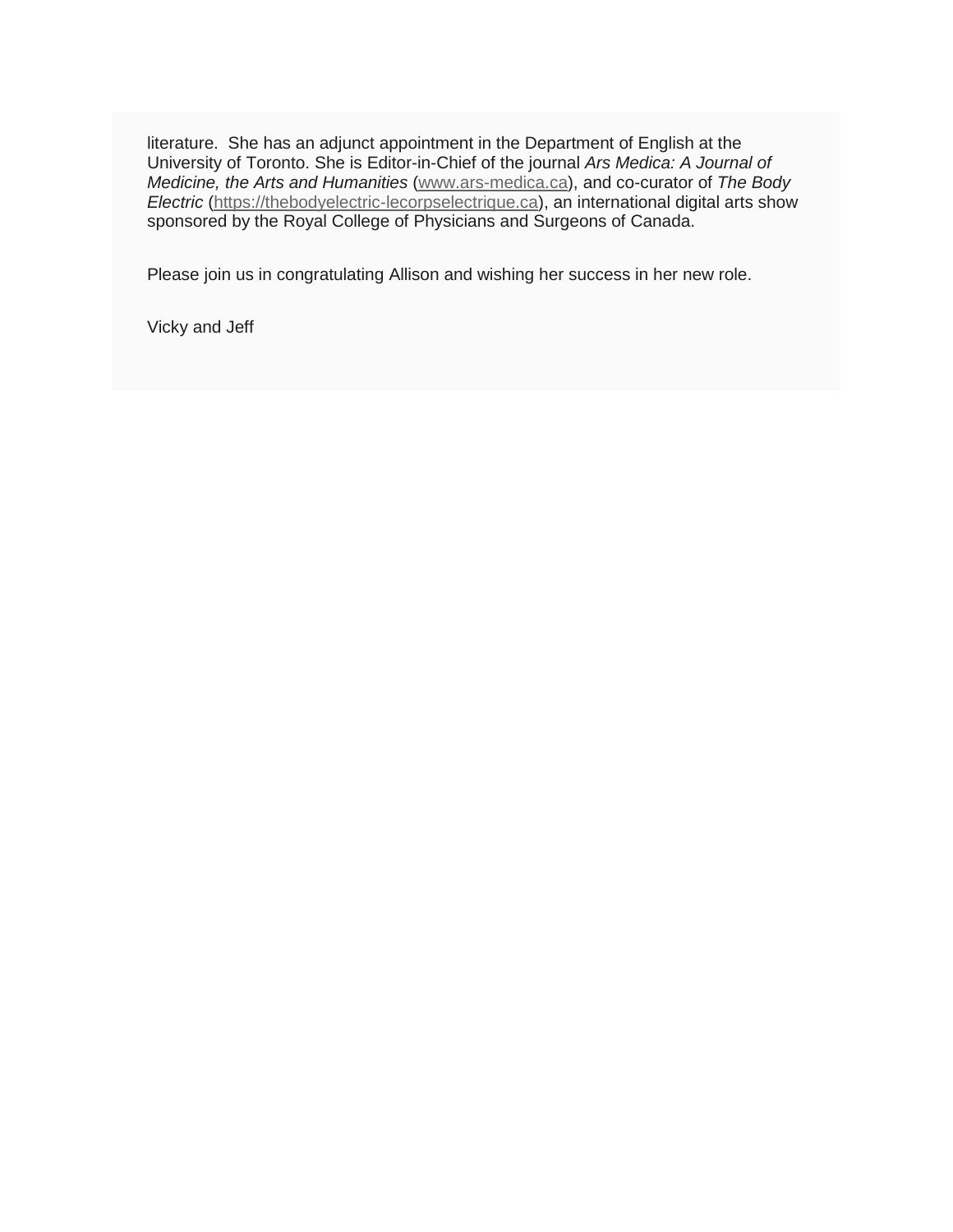literature.  She has an adjunct appointment in the Department of English at the University of Toronto. She is Editor-in-Chief of the journal *Ars Medica: A Journal of Medicine, the Arts and Humanities* ([www.ars-medica.ca](http://www.ars-medica.ca)), and co-curator of *The Body Electric* ([https://thebodyelectric-lecorpselectrique.ca](https://thebodyelectric-lecorpselectrique.ca)), an international digital arts show sponsored by the Royal College of Physicians and Surgeons of Canada.

Please join us in congratulating Allison and wishing her success in her new role.

Vicky and Jeff